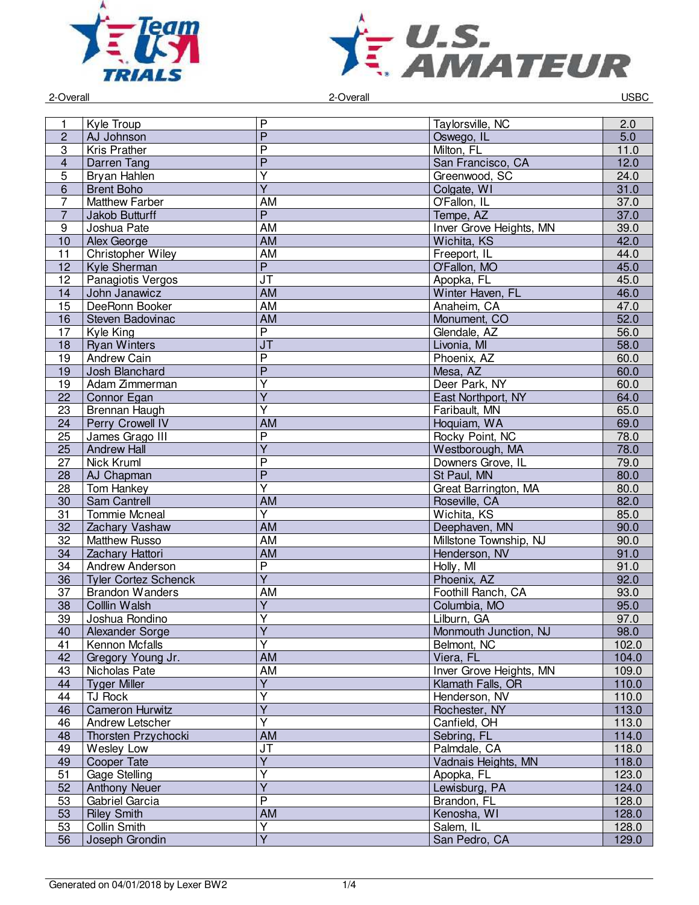2-Overall

2-Overall

USBC

| 1 | Kyle Troup | P | Taylorsville, NC | 2.0 |
|---|---|---|---|---|
| 2 | AJ Johnson | P | Oswego, IL | 5.0 |
| 3 | Kris Prather | P | Milton, FL | 11.0 |
| 4 | Darren Tang | P | San Francisco, CA | 12.0 |
| 5 | Bryan Hahlen | Y | Greenwood, SC | 24.0 |
| 6 | Brent Boho | Y | Colgate, WI | 31.0 |
| 7 | Matthew Farber | AM | O'Fallon, IL | 37.0 |
| 7 | Jakob Butturff | P | Tempe, AZ | 37.0 |
| 9 | Joshua Pate | AM | Inver Grove Heights, MN | 39.0 |
| 10 | Alex George | AM | Wichita, KS | 42.0 |
| 11 | Christopher Wiley | AM | Freeport, IL | 44.0 |
| 12 | Kyle Sherman | P | O'Fallon, MO | 45.0 |
| 12 | Panagiotis Vergos | JT | Apopka, FL | 45.0 |
| 14 | John Janawicz | AM | Winter Haven, FL | 46.0 |
| 15 | DeeRonn Booker | AM | Anaheim, CA | 47.0 |
| 16 | Steven Badovinac | AM | Monument, CO | 52.0 |
| 17 | Kyle King | P | Glendale, AZ | 56.0 |
| 18 | Ryan Winters | JT | Livonia, MI | 58.0 |
| 19 | Andrew Cain | P | Phoenix, AZ | 60.0 |
| 19 | Josh Blanchard | P | Mesa, AZ | 60.0 |
| 19 | Adam Zimmerman | Y | Deer Park, NY | 60.0 |
| 22 | Connor Egan | Y | East Northport, NY | 64.0 |
| 23 | Brennan Haugh | Y | Faribault, MN | 65.0 |
| 24 | Perry Crowell IV | AM | Hoquiam, WA | 69.0 |
| 25 | James Grago III | P | Rocky Point, NC | 78.0 |
| 25 | Andrew Hall | Y | Westborough, MA | 78.0 |
| 27 | Nick Kruml | P | Downers Grove, IL | 79.0 |
| 28 | AJ Chapman | P | St Paul, MN | 80.0 |
| 28 | Tom Hankey | Y | Great Barrington, MA | 80.0 |
| 30 | Sam Cantrell | AM | Roseville, CA | 82.0 |
| 31 | Tommie Mcneal | Y | Wichita, KS | 85.0 |
| 32 | Zachary Vashaw | AM | Deephaven, MN | 90.0 |
| 32 | Matthew Russo | AM | Millstone Township, NJ | 90.0 |
| 34 | Zachary Hattori | AM | Henderson, NV | 91.0 |
| 34 | Andrew Anderson | P | Holly, MI | 91.0 |
| 36 | Tyler Cortez Schenck | Y | Phoenix, AZ | 92.0 |
| 37 | Brandon Wanders | AM | Foothill Ranch, CA | 93.0 |
| 38 | Colllin Walsh | Y | Columbia, MO | 95.0 |
| 39 | Joshua Rondino | Y | Lilburn, GA | 97.0 |
| 40 | Alexander Sorge | Y | Monmouth Junction, NJ | 98.0 |
| 41 | Kennon Mcfalls | Y | Belmont, NC | 102.0 |
| 42 | Gregory Young Jr. | AM | Viera, FL | 104.0 |
| 43 | Nicholas Pate | AM | Inver Grove Heights, MN | 109.0 |
| 44 | Tyger Miller | Y | Klamath Falls, OR | 110.0 |
| 44 | TJ Rock | Y | Henderson, NV | 110.0 |
| 46 | Cameron Hurwitz | Y | Rochester, NY | 113.0 |
| 46 | Andrew Letscher | Y | Canfield, OH | 113.0 |
| 48 | Thorsten Przychocki | AM | Sebring, FL | 114.0 |
| 49 | Wesley Low | JT | Palmdale, CA | 118.0 |
| 49 | Cooper Tate | Y | Vadnais Heights, MN | 118.0 |
| 51 | Gage Stelling | Y | Apopka, FL | 123.0 |
| 52 | Anthony Neuer | Y | Lewisburg, PA | 124.0 |
| 53 | Gabriel Garcia | P | Brandon, FL | 128.0 |
| 53 | Riley Smith | AM | Kenosha, WI | 128.0 |
| 53 | Collin Smith | Y | Salem, IL | 128.0 |
| 56 | Joseph Grondin | Y | San Pedro, CA | 129.0 |

Generated on 04/01/2018 by Lexer BW2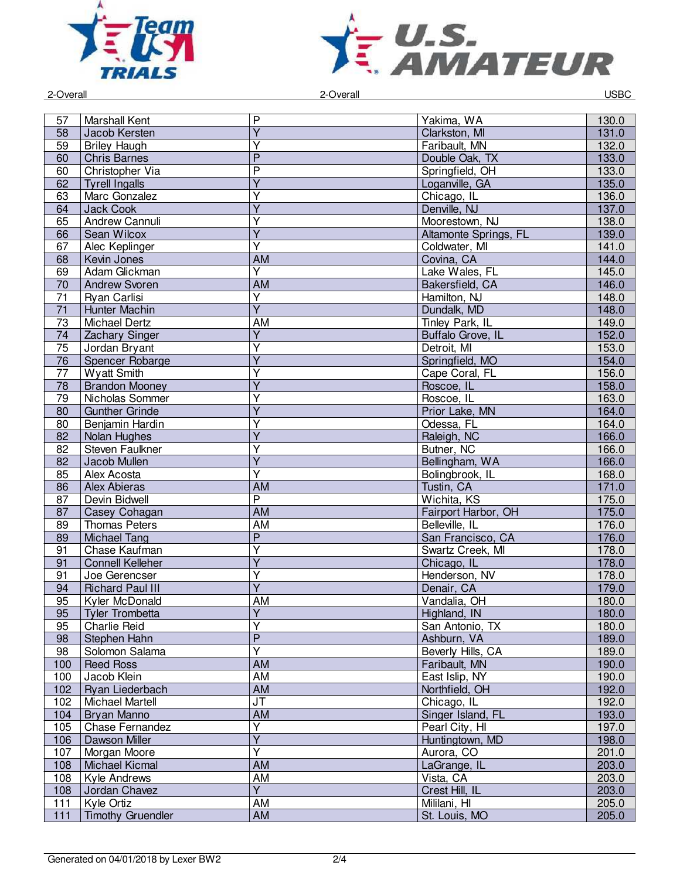| 57 | Marshall Kent | P | Yakima, WA | 130.0 |
|---|---|---|---|---|
| 58 | Jacob Kersten | Y | Clarkston, MI | 131.0 |
| 59 | Briley Haugh | Y | Faribault, MN | 132.0 |
| 60 | Chris Barnes | P | Double Oak, TX | 133.0 |
| 60 | Christopher Via | P | Springfield, OH | 133.0 |
| 62 | Tyrell Ingalls | Y | Loganville, GA | 135.0 |
| 63 | Marc Gonzalez | Y | Chicago, IL | 136.0 |
| 64 | Jack Cook | Y | Denville, NJ | 137.0 |
| 65 | Andrew Cannuli | Y | Moorestown, NJ | 138.0 |
| 66 | Sean Wilcox | Y | Altamonte Springs, FL | 139.0 |
| 67 | Alec Keplinger | Y | Coldwater, MI | 141.0 |
| 68 | Kevin Jones | AM | Covina, CA | 144.0 |
| 69 | Adam Glickman | Y | Lake Wales, FL | 145.0 |
| 70 | Andrew Svoren | AM | Bakersfield, CA | 146.0 |
| 71 | Ryan Carlisi | Y | Hamilton, NJ | 148.0 |
| 71 | Hunter Machin | Y | Dundalk, MD | 148.0 |
| 73 | Michael Dertz | AM | Tinley Park, IL | 149.0 |
| 74 | Zachary Singer | Y | Buffalo Grove, IL | 152.0 |
| 75 | Jordan Bryant | Y | Detroit, MI | 153.0 |
| 76 | Spencer Robarge | Y | Springfield, MO | 154.0 |
| 77 | Wyatt Smith | Y | Cape Coral, FL | 156.0 |
| 78 | Brandon Mooney | Y | Roscoe, IL | 158.0 |
| 79 | Nicholas Sommer | Y | Roscoe, IL | 163.0 |
| 80 | Gunther Grinde | Y | Prior Lake, MN | 164.0 |
| 80 | Benjamin Hardin | Y | Odessa, FL | 164.0 |
| 82 | Nolan Hughes | Y | Raleigh, NC | 166.0 |
| 82 | Steven Faulkner | Y | Butner, NC | 166.0 |
| 82 | Jacob Mullen | Y | Bellingham, WA | 166.0 |
| 85 | Alex Acosta | Y | Bolingbrook, IL | 168.0 |
| 86 | Alex Abieras | AM | Tustin, CA | 171.0 |
| 87 | Devin Bidwell | P | Wichita, KS | 175.0 |
| 87 | Casey Cohagan | AM | Fairport Harbor, OH | 175.0 |
| 89 | Thomas Peters | AM | Belleville, IL | 176.0 |
| 89 | Michael Tang | P | San Francisco, CA | 176.0 |
| 91 | Chase Kaufman | Y | Swartz Creek, MI | 178.0 |
| 91 | Connell Kelleher | Y | Chicago, IL | 178.0 |
| 91 | Joe Gerencser | Y | Henderson, NV | 178.0 |
| 94 | Richard Paul III | Y | Denair, CA | 179.0 |
| 95 | Kyler McDonald | AM | Vandalia, OH | 180.0 |
| 95 | Tyler Trombetta | Y | Highland, IN | 180.0 |
| 95 | Charlie Reid | Y | San Antonio, TX | 180.0 |
| 98 | Stephen Hahn | P | Ashburn, VA | 189.0 |
| 98 | Solomon Salama | Y | Beverly Hills, CA | 189.0 |
| 100 | Reed Ross | AM | Faribault, MN | 190.0 |
| 100 | Jacob Klein | AM | East Islip, NY | 190.0 |
| 102 | Ryan Liederbach | AM | Northfield, OH | 192.0 |
| 102 | Michael Martell | JT | Chicago, IL | 192.0 |
| 104 | Bryan Manno | AM | Singer Island, FL | 193.0 |
| 105 | Chase Fernandez | Y | Pearl City, HI | 197.0 |
| 106 | Dawson Miller | Y | Huntingtown, MD | 198.0 |
| 107 | Morgan Moore | Y | Aurora, CO | 201.0 |
| 108 | Michael Kicmal | AM | LaGrange, IL | 203.0 |
| 108 | Kyle Andrews | AM | Vista, CA | 203.0 |
| 108 | Jordan Chavez | Y | Crest Hill, IL | 203.0 |
| 111 | Kyle Ortiz | AM | Mililani, HI | 205.0 |
| 111 | Timothy Gruendler | AM | St. Louis, MO | 205.0 |

Generated on 04/01/2018 by Lexer BW2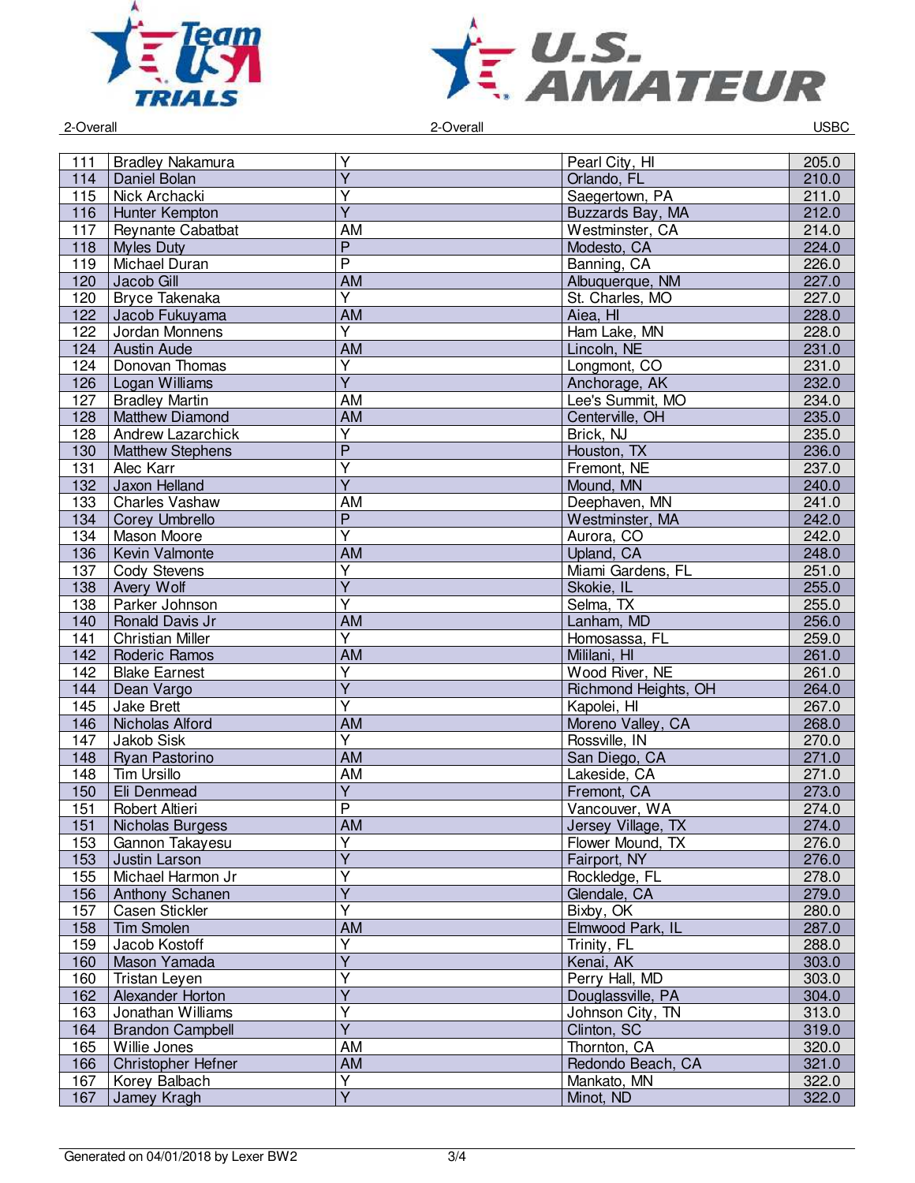| 111 | Bradley Nakamura | Y | Pearl City, HI | 205.0 |
|---|---|---|---|---|
| 114 | Daniel Bolan | Y | Orlando, FL | 210.0 |
| 115 | Nick Archacki | Y | Saegertown, PA | 211.0 |
| 116 | Hunter Kempton | Y | Buzzards Bay, MA | 212.0 |
| 117 | Reynante Cabatbat | AM | Westminster, CA | 214.0 |
| 118 | Myles Duty | P | Modesto, CA | 224.0 |
| 119 | Michael Duran | P | Banning, CA | 226.0 |
| 120 | Jacob Gill | AM | Albuquerque, NM | 227.0 |
| 120 | Bryce Takenaka | Y | St. Charles, MO | 227.0 |
| 122 | Jacob Fukuyama | AM | Aiea, HI | 228.0 |
| 122 | Jordan Monnens | Y | Ham Lake, MN | 228.0 |
| 124 | Austin Aude | AM | Lincoln, NE | 231.0 |
| 124 | Donovan Thomas | Y | Longmont, CO | 231.0 |
| 126 | Logan Williams | Y | Anchorage, AK | 232.0 |
| 127 | Bradley Martin | AM | Lee's Summit, MO | 234.0 |
| 128 | Matthew Diamond | AM | Centerville, OH | 235.0 |
| 128 | Andrew Lazarchick | Y | Brick, NJ | 235.0 |
| 130 | Matthew Stephens | P | Houston, TX | 236.0 |
| 131 | Alec Karr | Y | Fremont, NE | 237.0 |
| 132 | Jaxon Helland | Y | Mound, MN | 240.0 |
| 133 | Charles Vashaw | AM | Deephaven, MN | 241.0 |
| 134 | Corey Umbrello | P | Westminster, MA | 242.0 |
| 134 | Mason Moore | Y | Aurora, CO | 242.0 |
| 136 | Kevin Valmonte | AM | Upland, CA | 248.0 |
| 137 | Cody Stevens | Y | Miami Gardens, FL | 251.0 |
| 138 | Avery Wolf | Y | Skokie, IL | 255.0 |
| 138 | Parker Johnson | Y | Selma, TX | 255.0 |
| 140 | Ronald Davis Jr | AM | Lanham, MD | 256.0 |
| 141 | Christian Miller | Y | Homosassa, FL | 259.0 |
| 142 | Roderic Ramos | AM | Mililani, HI | 261.0 |
| 142 | Blake Earnest | Y | Wood River, NE | 261.0 |
| 144 | Dean Vargo | Y | Richmond Heights, OH | 264.0 |
| 145 | Jake Brett | Y | Kapolei, HI | 267.0 |
| 146 | Nicholas Alford | AM | Moreno Valley, CA | 268.0 |
| 147 | Jakob Sisk | Y | Rossville, IN | 270.0 |
| 148 | Ryan Pastorino | AM | San Diego, CA | 271.0 |
| 148 | Tim Ursillo | AM | Lakeside, CA | 271.0 |
| 150 | Eli Denmead | Y | Fremont, CA | 273.0 |
| 151 | Robert Altieri | P | Vancouver, WA | 274.0 |
| 151 | Nicholas Burgess | AM | Jersey Village, TX | 274.0 |
| 153 | Gannon Takayesu | Y | Flower Mound, TX | 276.0 |
| 153 | Justin Larson | Y | Fairport, NY | 276.0 |
| 155 | Michael Harmon Jr | Y | Rockledge, FL | 278.0 |
| 156 | Anthony Schanen | Y | Glendale, CA | 279.0 |
| 157 | Casen Stickler | Y | Bixby, OK | 280.0 |
| 158 | Tim Smolen | AM | Elmwood Park, IL | 287.0 |
| 159 | Jacob Kostoff | Y | Trinity, FL | 288.0 |
| 160 | Mason Yamada | Y | Kenai, AK | 303.0 |
| 160 | Tristan Leyen | Y | Perry Hall, MD | 303.0 |
| 162 | Alexander Horton | Y | Douglassville, PA | 304.0 |
| 163 | Jonathan Williams | Y | Johnson City, TN | 313.0 |
| 164 | Brandon Campbell | Y | Clinton, SC | 319.0 |
| 165 | Willie Jones | AM | Thornton, CA | 320.0 |
| 166 | Christopher Hefner | AM | Redondo Beach, CA | 321.0 |
| 167 | Korey Balbach | Y | Mankato, MN | 322.0 |
| 167 | Jamey Kragh | Y | Minot, ND | 322.0 |

Generated on 04/01/2018 by Lexer BW2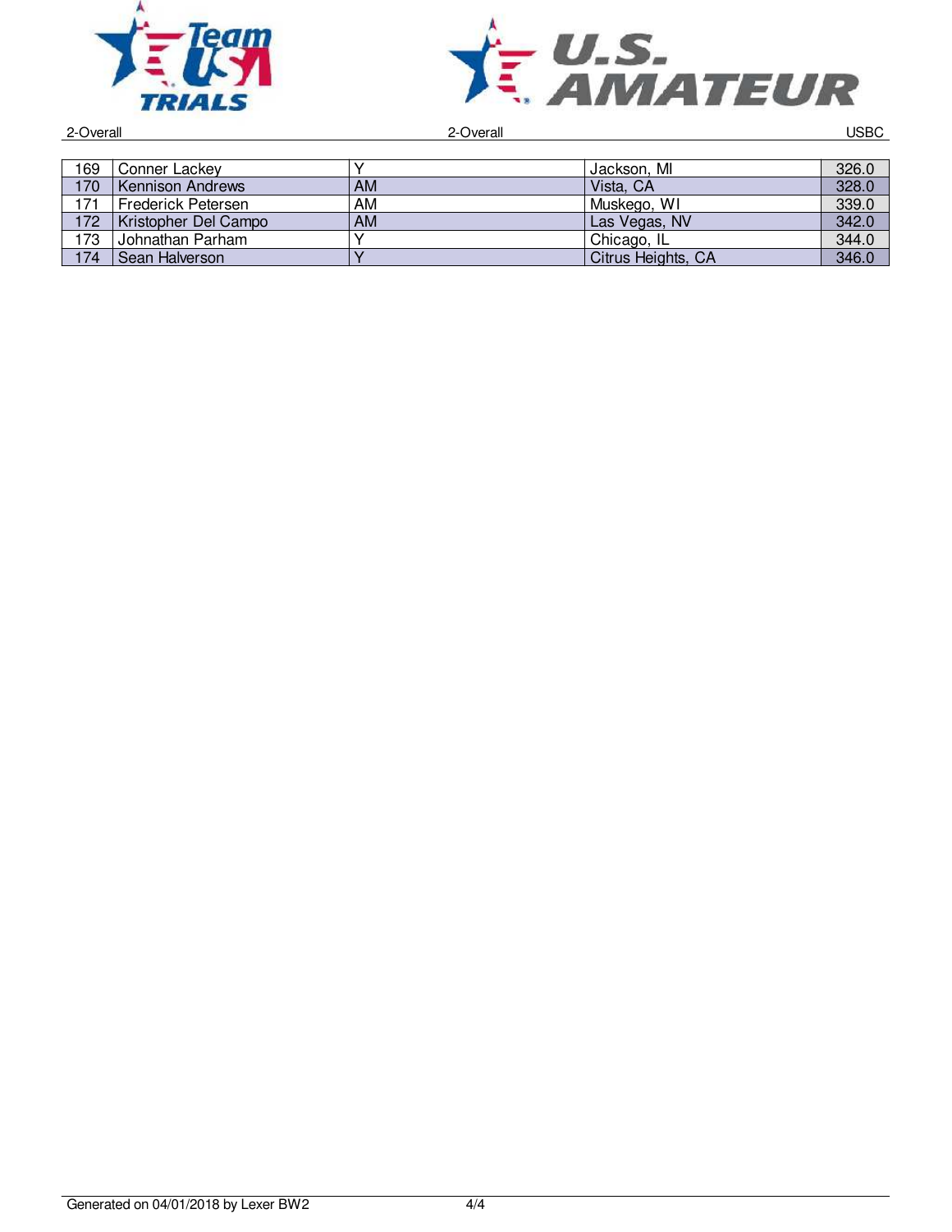| | | | | |
|---|---|---|---|---|
| 169 | Conner Lackey | Y | Jackson, MI | 326.0 |
| 170 | Kennison Andrews | AM | Vista, CA | 328.0 |
| 171 | Frederick Petersen | AM | Muskego, WI | 339.0 |
| 172 | Kristopher Del Campo | AM | Las Vegas, NV | 342.0 |
| 173 | Johnathan Parham | Y | Chicago, IL | 344.0 |
| 174 | Sean Halverson | Y | Citrus Heights, CA | 346.0 |